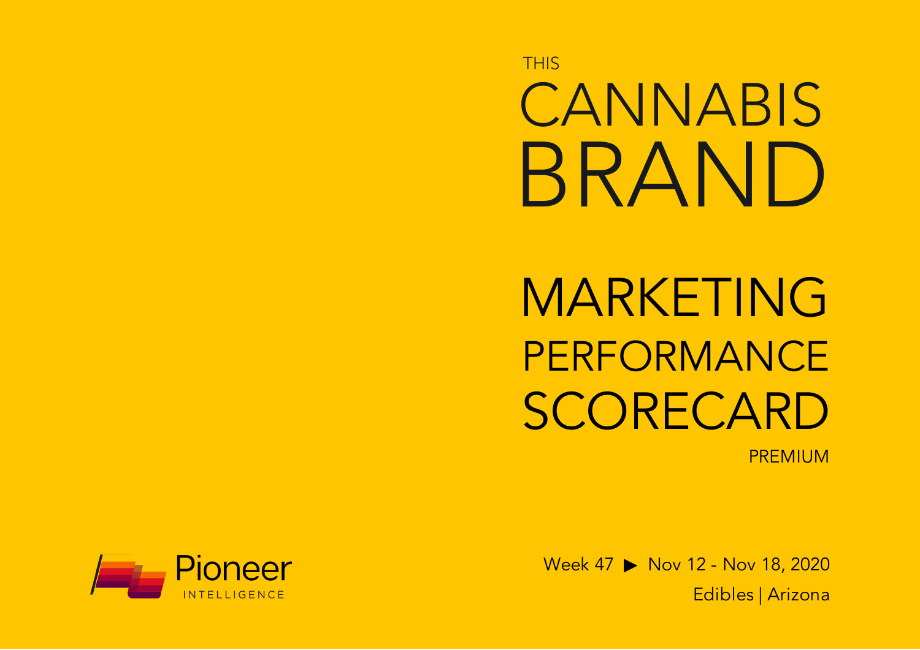THIS

# CANNABIS BRAND

# MARKETING PERFORMANCE SCORECARD

PREMIUM

Pioneer INTELLIGENCE

Week 47 ▶ Nov 12 - Nov 18, 2020

Edibles | Arizona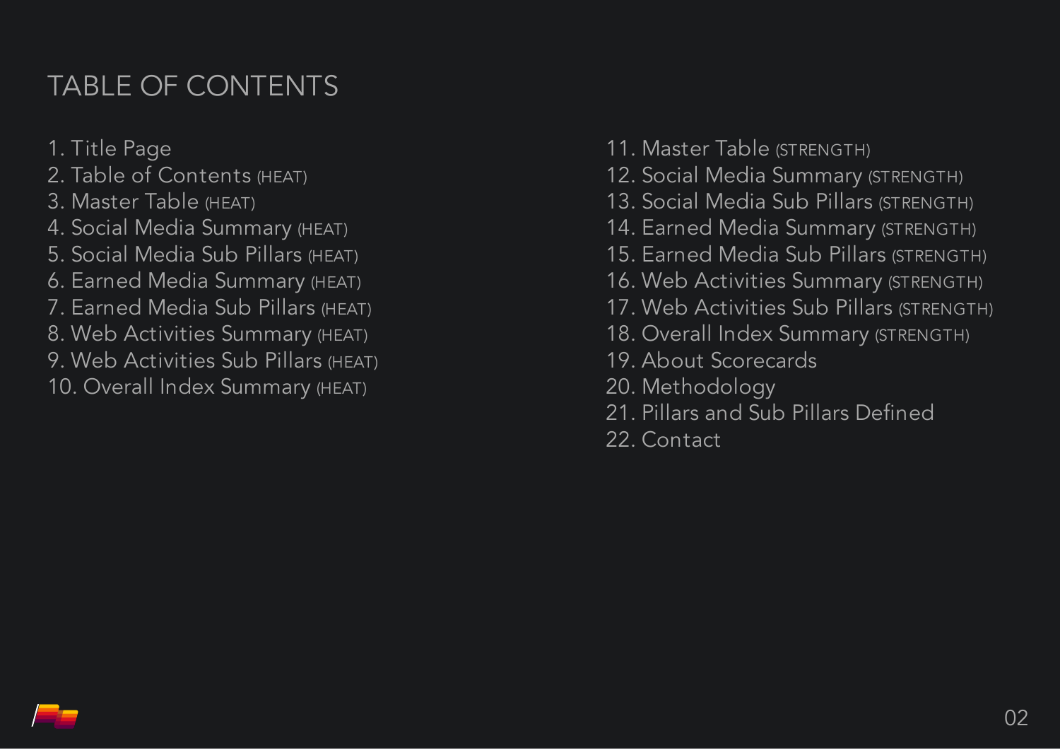# TABLE OF CONTENTS

1. Title Page
2. Table of Contents (HEAT)
3. Master Table (HEAT)
4. Social Media Summary (HEAT)
5. Social Media Sub Pillars (HEAT)
6. Earned Media Summary (HEAT)
7. Earned Media Sub Pillars (HEAT)
8. Web Activities Summary (HEAT)
9. Web Activities Sub Pillars (HEAT)
10. Overall Index Summary (HEAT)
11. Master Table (STRENGTH)
12. Social Media Summary (STRENGTH)
13. Social Media Sub Pillars (STRENGTH)
14. Earned Media Summary (STRENGTH)
15. Earned Media Sub Pillars (STRENGTH)
16. Web Activities Summary (STRENGTH)
17. Web Activities Sub Pillars (STRENGTH)
18. Overall Index Summary (STRENGTH)
19. About Scorecards
20. Methodology
21. Pillars and Sub Pillars Defined
22. Contact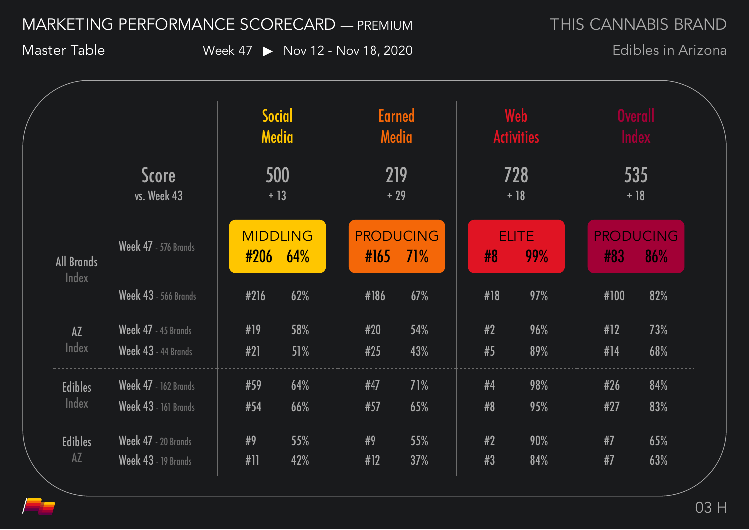# MARKETING PERFORMANCE SCORECARD — PREMIUM

Master Table

Week 47 ▶ Nov 12 - Nov 18, 2020

THIS CANNABIS BRAND

Edibles in Arizona

| | | Social Media | | Earned Media | | Web Activities | | Overall Index | |
|---|---|---|---|---|---|---|---|---|---|
| **Score** vs. Week 43 | | 500 | + 13 | 219 | + 29 | 728 | + 18 | 535 | + 18 |
| **All Brands Index** | Week 47 - 576 Brands | MIDDLING #206 | 64% | PRODUCING #165 | 71% | ELITE #8 | 99% | PRODUCING #83 | 86% |
| | Week 43 - 566 Brands | #216 | 62% | #186 | 67% | #18 | 97% | #100 | 82% |
| **AZ Index** | Week 47 - 45 Brands | #19 | 58% | #20 | 54% | #2 | 96% | #12 | 73% |
| | Week 43 - 44 Brands | #21 | 51% | #25 | 43% | #5 | 89% | #14 | 68% |
| **Edibles Index** | Week 47 - 162 Brands | #59 | 64% | #47 | 71% | #4 | 98% | #26 | 84% |
| | Week 43 - 161 Brands | #54 | 66% | #57 | 65% | #8 | 95% | #27 | 83% |
| **Edibles AZ** | Week 47 - 20 Brands | #9 | 55% | #9 | 55% | #2 | 90% | #7 | 65% |
| | Week 43 - 19 Brands | #11 | 42% | #12 | 37% | #3 | 84% | #7 | 63% |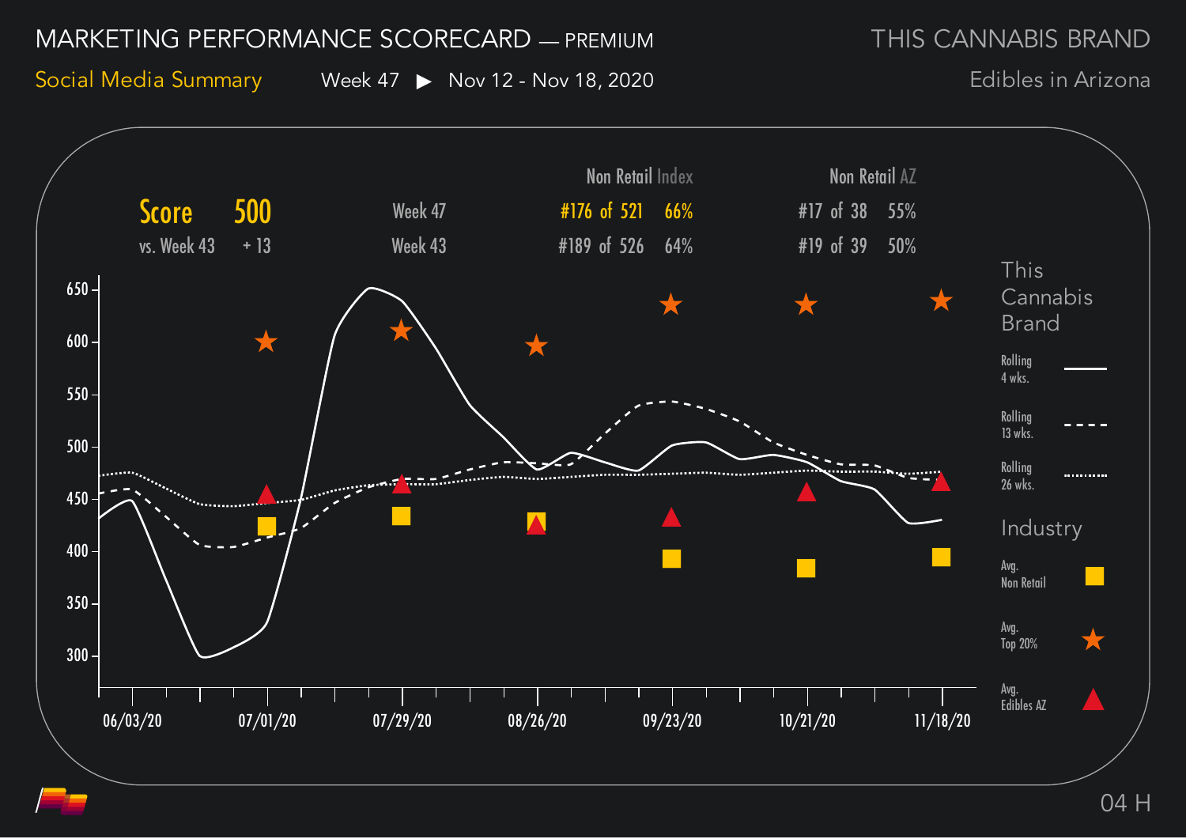# MARKETING PERFORMANCE SCORECARD — PREMIUM

THIS CANNABIS BRAND

## Social Media Summary

Week 47 ▶ Nov 12 - Nov 18, 2020

Edibles in Arizona

| Score | 500 | | Non Retail Index | | Non Retail AZ | |
|---|---|---|---|---|---|---|
| vs. Week 43 | + 13 | Week 47 | #176 of 521 | 66% | #17 of 38 | 55% |
| | | Week 43 | #189 of 526 | 64% | #19 of 39 | 50% |

**This Cannabis Brand**

- Rolling 4 wks.
- Rolling 13 wks.
- Rolling 26 wks.

**Industry**

- Avg. Non Retail
- Avg. Top 20%
- Avg. Edibles AZ

Y-axis: 300, 350, 400, 450, 500, 550, 600, 650

X-axis: 06/03/20, 07/01/20, 07/29/20, 08/26/20, 09/23/20, 10/21/20, 11/18/20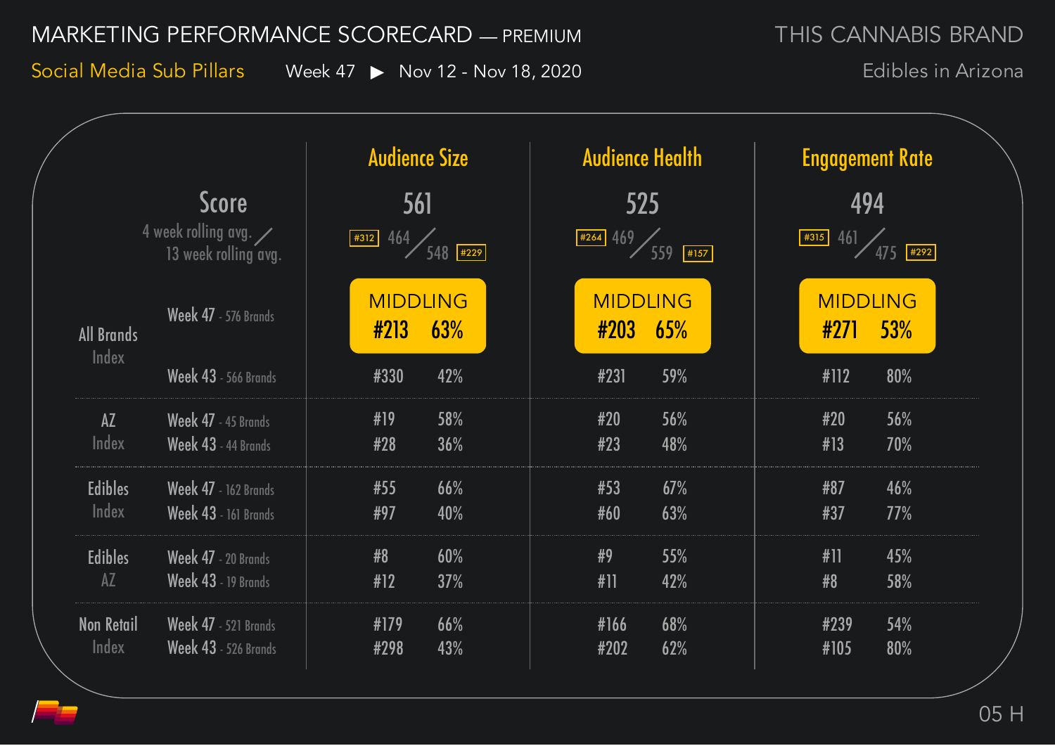# MARKETING PERFORMANCE SCORECARD — PREMIUM

## Social Media Sub Pillars

Week 47 ▶ Nov 12 - Nov 18, 2020

THIS CANNABIS BRAND
Edibles in Arizona

| | | Audience Size | | Audience Health | | Engagement Rate | |
|---|---|---|---|---|---|---|---|
| **Score** | | 561 | | 525 | | 494 | |
| 4 week rolling avg. / 13 week rolling avg. | | #312 464 / 548 #229 | | #264 469 / 559 #157 | | #315 461 / 475 #292 | |
| All Brands Index | Week 47 - 576 Brands | MIDDLING #213 | 63% | MIDDLING #203 | 65% | MIDDLING #271 | 53% |
| | Week 43 - 566 Brands | #330 | 42% | #231 | 59% | #112 | 80% |
| AZ Index | Week 47 - 45 Brands | #19 | 58% | #20 | 56% | #20 | 56% |
| | Week 43 - 44 Brands | #28 | 36% | #23 | 48% | #13 | 70% |
| Edibles Index | Week 47 - 162 Brands | #55 | 66% | #53 | 67% | #87 | 46% |
| | Week 43 - 161 Brands | #97 | 40% | #60 | 63% | #37 | 77% |
| Edibles AZ | Week 47 - 20 Brands | #8 | 60% | #9 | 55% | #11 | 45% |
| | Week 43 - 19 Brands | #12 | 37% | #11 | 42% | #8 | 58% |
| Non Retail Index | Week 47 - 521 Brands | #179 | 66% | #166 | 68% | #239 | 54% |
| | Week 43 - 526 Brands | #298 | 43% | #202 | 62% | #105 | 80% |

05 H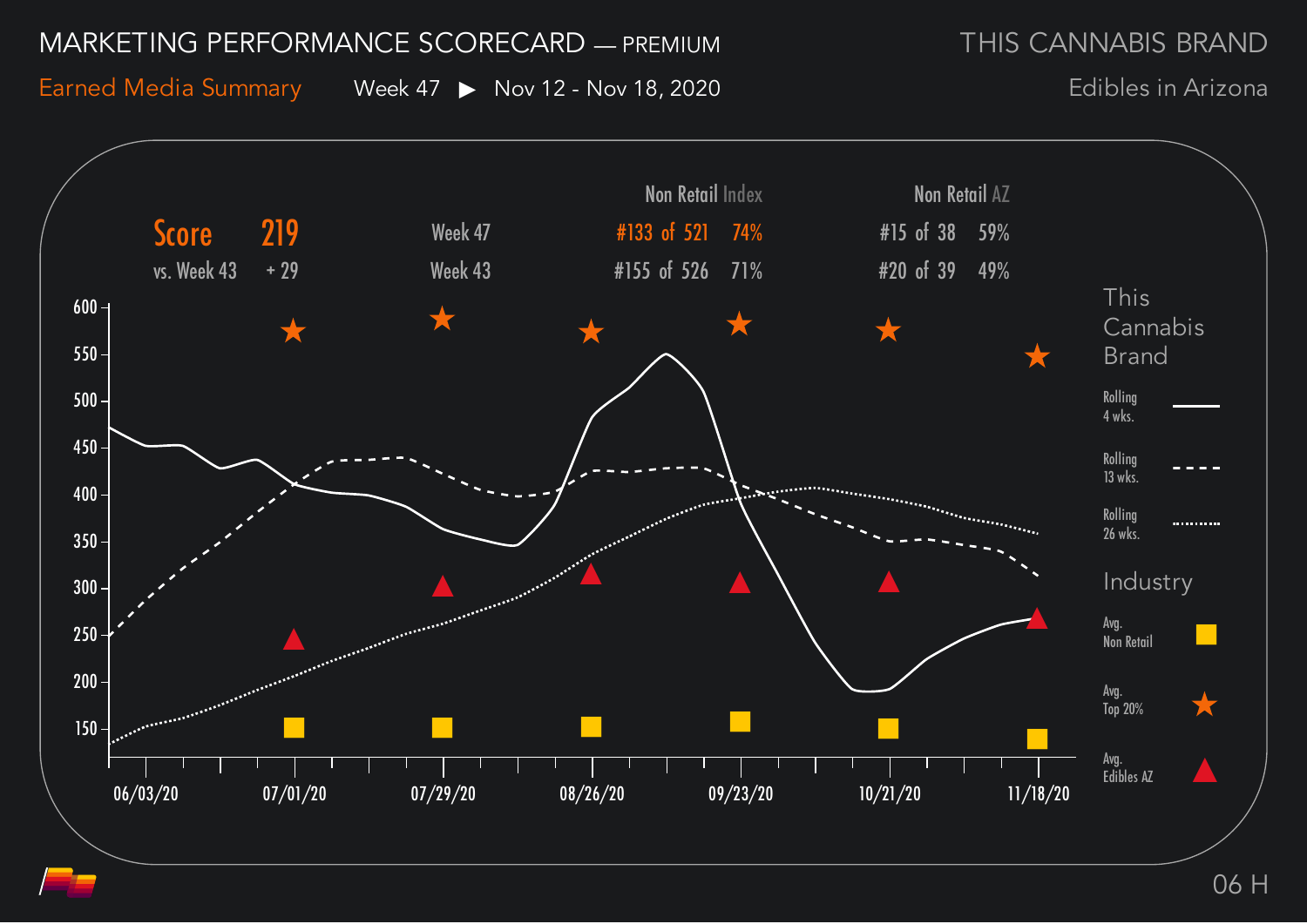# MARKETING PERFORMANCE SCORECARD — PREMIUM

THIS CANNABIS BRAND

Earned Media Summary    Week 47 ▶ Nov 12 - Nov 18, 2020

Edibles in Arizona

| Score | 219 | | Non Retail Index | | Non Retail AZ | |
|---|---|---|---|---|---|---|
| vs. Week 43 | + 29 | Week 47 | #133 of 521 | 74% | #15 of 38 | 59% |
| | | Week 43 | #155 of 526 | 71% | #20 of 39 | 49% |

**This Cannabis Brand**
- Rolling 4 wks.
- Rolling 13 wks.
- Rolling 26 wks.

**Industry**
- Avg. Non Retail
- Avg. Top 20%
- Avg. Edibles AZ

Y-axis: 150, 200, 250, 300, 350, 400, 450, 500, 550, 600

X-axis: 06/03/20, 07/01/20, 07/29/20, 08/26/20, 09/23/20, 10/21/20, 11/18/20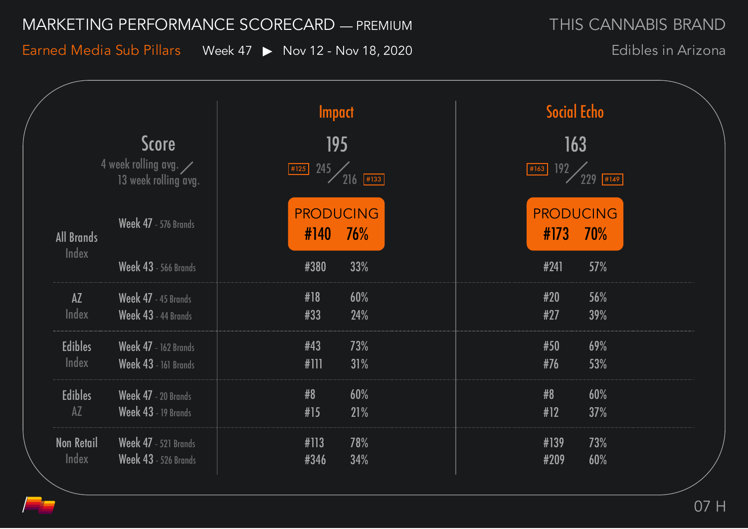# MARKETING PERFORMANCE SCORECARD — PREMIUM

**THIS CANNABIS BRAND**

Earned Media Sub Pillars — Week 47 ▶ Nov 12 - Nov 18, 2020

Edibles in Arizona

| | | Impact | | Social Echo | |
|---|---|---|---|---|---|
| **Score** | | 195 | | 163 | |
| 4 week rolling avg. / 13 week rolling avg. | | #125 245 / 216 #133 | | #163 192 / 229 #149 | |
| | | PRODUCING | | PRODUCING | |
| All Brands Index | Week 47 - 576 Brands | #140 | 76% | #173 | 70% |
| | Week 43 - 566 Brands | #380 | 33% | #241 | 57% |
| AZ Index | Week 47 - 45 Brands | #18 | 60% | #20 | 56% |
| | Week 43 - 44 Brands | #33 | 24% | #27 | 39% |
| Edibles Index | Week 47 - 162 Brands | #43 | 73% | #50 | 69% |
| | Week 43 - 161 Brands | #111 | 31% | #76 | 53% |
| Edibles AZ | Week 47 - 20 Brands | #8 | 60% | #8 | 60% |
| | Week 43 - 19 Brands | #15 | 21% | #12 | 37% |
| Non Retail Index | Week 47 - 521 Brands | #113 | 78% | #139 | 73% |
| | Week 43 - 526 Brands | #346 | 34% | #209 | 60% |

07 H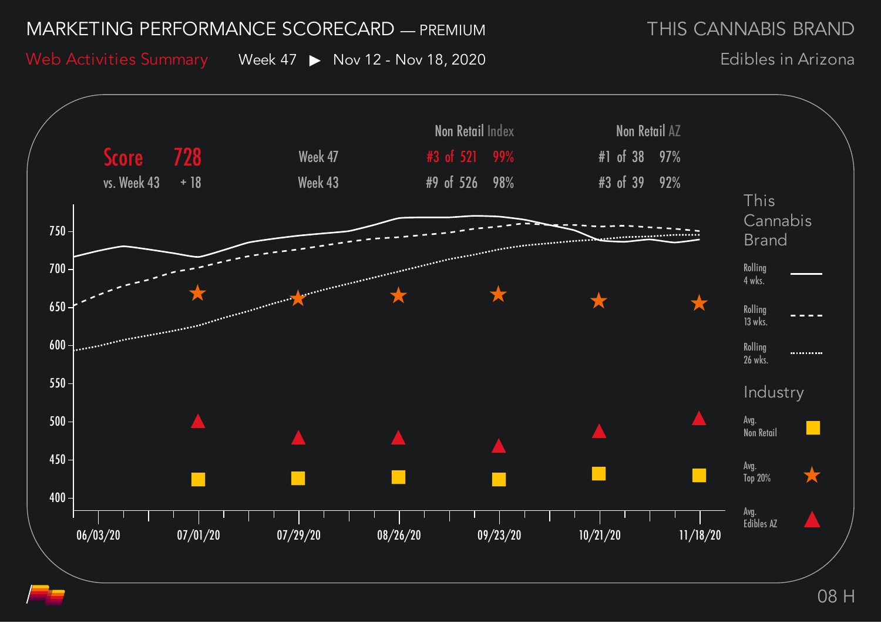# MARKETING PERFORMANCE SCORECARD — PREMIUM

**THIS CANNABIS BRAND**

## Web Activities Summary

Week 47 ▶ Nov 12 - Nov 18, 2020

Edibles in Arizona

| Score | 728 | | Non Retail Index | | Non Retail AZ | |
|---|---|---|---|---|---|---|
| vs. Week 43 | + 18 | Week 47 | #3 of 521 | 99% | #1 of 38 | 97% |
| | | Week 43 | #9 of 526 | 98% | #3 of 39 | 92% |

**This Cannabis Brand**
- Rolling 4 wks.
- Rolling 13 wks.
- Rolling 26 wks.

**Industry**
- Avg. Non Retail
- Avg. Top 20%
- Avg. Edibles AZ

Y-axis: 400, 450, 500, 550, 600, 650, 700, 750

X-axis: 06/03/20, 07/01/20, 07/29/20, 08/26/20, 09/23/20, 10/21/20, 11/18/20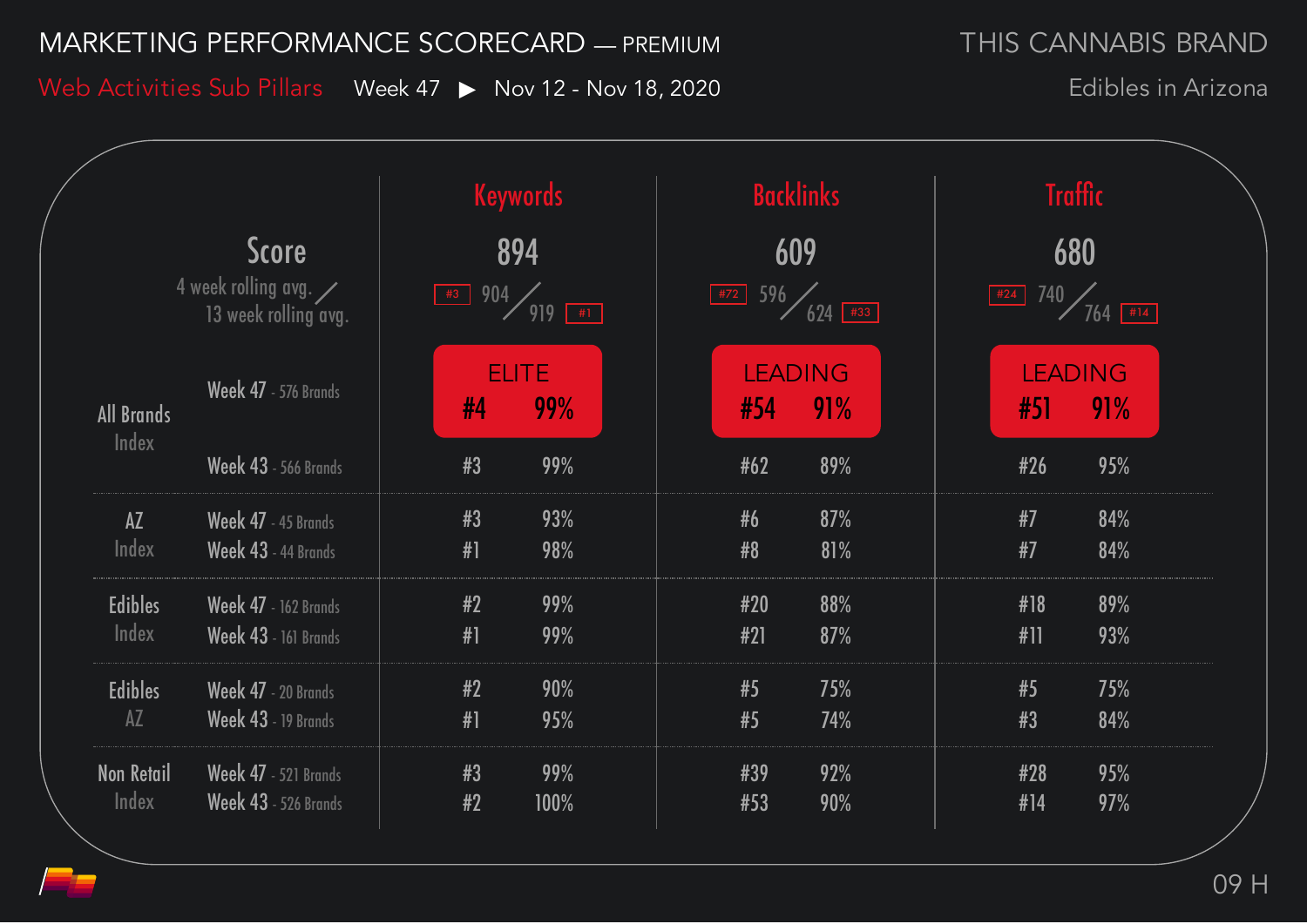# MARKETING PERFORMANCE SCORECARD — PREMIUM

THIS CANNABIS BRAND

Web Activities Sub Pillars  Week 47 ▶ Nov 12 - Nov 18, 2020

Edibles in Arizona

| | | Keywords | | Backlinks | | Traffic | |
|---|---|---|---|---|---|---|---|
| Score | | 894 | | 609 | | 680 | |
| 4 week rolling avg. / 13 week rolling avg. | | #3 904 / 919 #1 | | #72 596 / 624 #33 | | #24 740 / 764 #14 | |
| | | ELITE | | LEADING | | LEADING | |
| All Brands Index | Week 47 - 576 Brands | #4 | 99% | #54 | 91% | #51 | 91% |
| | Week 43 - 566 Brands | #3 | 99% | #62 | 89% | #26 | 95% |
| AZ Index | Week 47 - 45 Brands | #3 | 93% | #6 | 87% | #7 | 84% |
| | Week 43 - 44 Brands | #1 | 98% | #8 | 81% | #7 | 84% |
| Edibles Index | Week 47 - 162 Brands | #2 | 99% | #20 | 88% | #18 | 89% |
| | Week 43 - 161 Brands | #1 | 99% | #21 | 87% | #11 | 93% |
| Edibles AZ | Week 47 - 20 Brands | #2 | 90% | #5 | 75% | #5 | 75% |
| | Week 43 - 19 Brands | #1 | 95% | #5 | 74% | #3 | 84% |
| Non Retail Index | Week 47 - 521 Brands | #3 | 99% | #39 | 92% | #28 | 95% |
| | Week 43 - 526 Brands | #2 | 100% | #53 | 90% | #14 | 97% |

09 H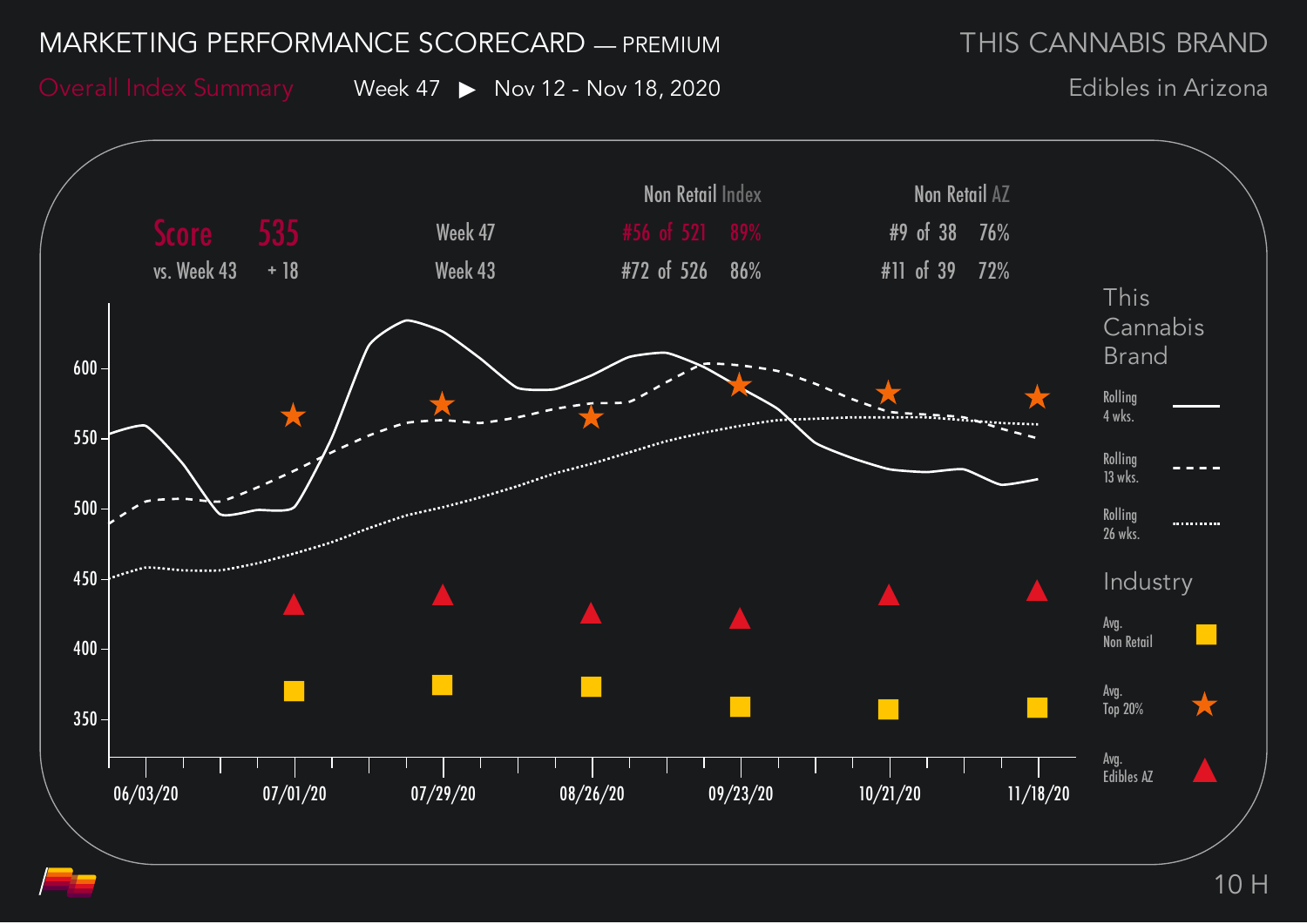# MARKETING PERFORMANCE SCORECARD — PREMIUM

## THIS CANNABIS BRAND

Overall Index Summary — Week 47 ▶ Nov 12 - Nov 18, 2020

Edibles in Arizona

| Score | 535 | | Non Retail Index | Non Retail AZ |
|---|---|---|---|---|
| vs. Week 43 | + 18 | Week 47 | #56 of 521 89% | #9 of 38 76% |
| | | Week 43 | #72 of 526 86% | #11 of 39 72% |

**This Cannabis Brand**

- Rolling 4 wks.
- Rolling 13 wks.
- Rolling 26 wks.

**Industry**

- Avg. Non Retail
- Avg. Top 20%
- Avg. Edibles AZ

600, 550, 500, 450, 400, 350

06/03/20, 07/01/20, 07/29/20, 08/26/20, 09/23/20, 10/21/20, 11/18/20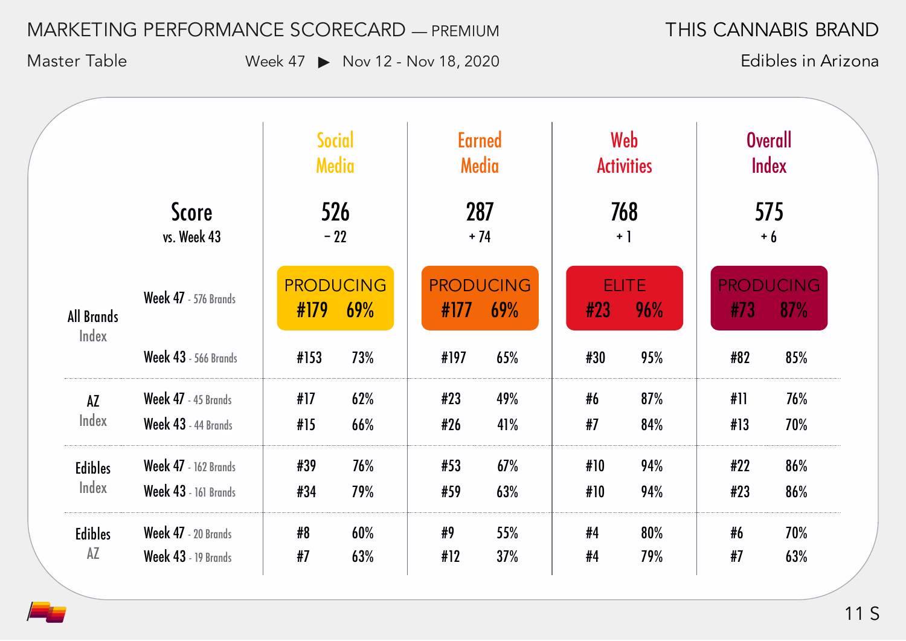# MARKETING PERFORMANCE SCORECARD — PREMIUM

**THIS CANNABIS BRAND**

Master Table — Week 47 ▶ Nov 12 - Nov 18, 2020

Edibles in Arizona

| | | Social Media | | Earned Media | | Web Activities | | Overall Index | |
|---|---|---|---|---|---|---|---|---|---|
| | Score vs. Week 43 | 526 − 22 | | 287 + 74 | | 768 + 1 | | 575 + 6 | |
| All Brands Index | Week 47 - 576 Brands | PRODUCING #179 | 69% | PRODUCING #177 | 69% | ELITE #23 | 96% | PRODUCING #73 | 87% |
| | Week 43 - 566 Brands | #153 | 73% | #197 | 65% | #30 | 95% | #82 | 85% |
| AZ Index | Week 47 - 45 Brands | #17 | 62% | #23 | 49% | #6 | 87% | #11 | 76% |
| | Week 43 - 44 Brands | #15 | 66% | #26 | 41% | #7 | 84% | #13 | 70% |
| Edibles Index | Week 47 - 162 Brands | #39 | 76% | #53 | 67% | #10 | 94% | #22 | 86% |
| | Week 43 - 161 Brands | #34 | 79% | #59 | 63% | #10 | 94% | #23 | 86% |
| Edibles AZ | Week 47 - 20 Brands | #8 | 60% | #9 | 55% | #4 | 80% | #6 | 70% |
| | Week 43 - 19 Brands | #7 | 63% | #12 | 37% | #4 | 79% | #7 | 63% |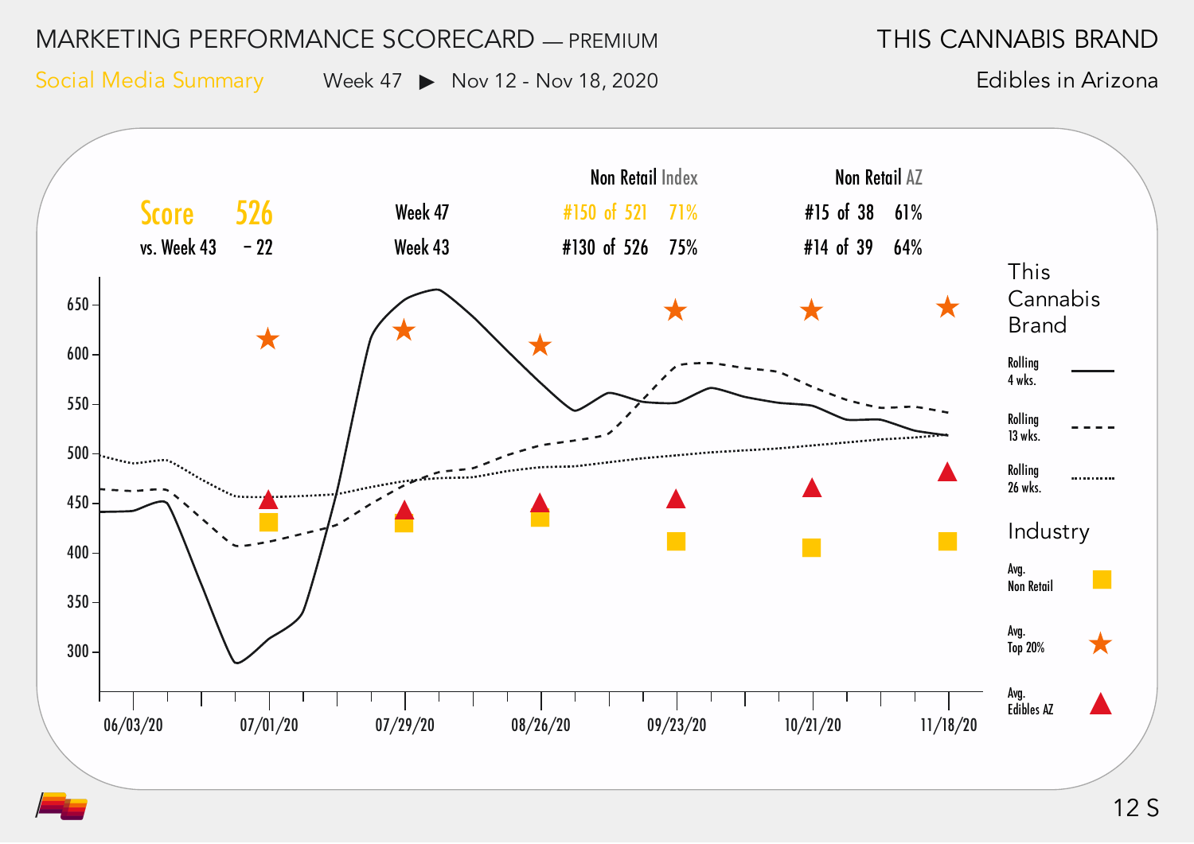# MARKETING PERFORMANCE SCORECARD — PREMIUM

**THIS CANNABIS BRAND**

Social Media Summary    Week 47 ▶ Nov 12 - Nov 18, 2020

Edibles in Arizona

| | | | Non Retail Index | Non Retail AZ |
|---|---|---|---|---|
| **Score** | **526** | Week 47 | #150 of 521  71% | #15 of 38  61% |
| vs. Week 43 | – 22 | Week 43 | #130 of 526  75% | #14 of 39  64% |

**This Cannabis Brand**
- Rolling 4 wks.
- Rolling 13 wks.
- Rolling 26 wks.

**Industry**
- Avg. Non Retail
- Avg. Top 20%
- Avg. Edibles AZ

Y-axis: 300, 350, 400, 450, 500, 550, 600, 650

X-axis: 06/03/20, 07/01/20, 07/29/20, 08/26/20, 09/23/20, 10/21/20, 11/18/20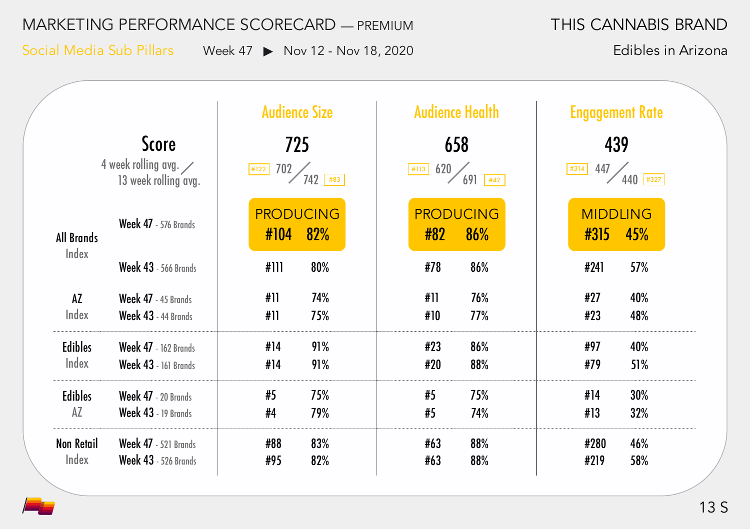# MARKETING PERFORMANCE SCORECARD — PREMIUM

**THIS CANNABIS BRAND**

Social Media Sub Pillars — Week 47 ▶ Nov 12 - Nov 18, 2020

Edibles in Arizona

| | | Audience Size | | Audience Health | | Engagement Rate | |
|---|---|---|---|---|---|---|---|
| **Score** | | 725 | | 658 | | 439 | |
| 4 week rolling avg. / 13 week rolling avg. | | #122 702 / 742 #83 | | #113 620 / 691 #42 | | #314 447 / 440 #327 | |
| | | PRODUCING | | PRODUCING | | MIDDLING | |
| All Brands Index | Week 47 - 576 Brands | #104 | 82% | #82 | 86% | #315 | 45% |
| | Week 43 - 566 Brands | #111 | 80% | #78 | 86% | #241 | 57% |
| AZ Index | Week 47 - 45 Brands | #11 | 74% | #11 | 76% | #27 | 40% |
| | Week 43 - 44 Brands | #11 | 75% | #10 | 77% | #23 | 48% |
| Edibles Index | Week 47 - 162 Brands | #14 | 91% | #23 | 86% | #97 | 40% |
| | Week 43 - 161 Brands | #14 | 91% | #20 | 88% | #79 | 51% |
| Edibles AZ | Week 47 - 20 Brands | #5 | 75% | #5 | 75% | #14 | 30% |
| | Week 43 - 19 Brands | #4 | 79% | #5 | 74% | #13 | 32% |
| Non Retail Index | Week 47 - 521 Brands | #88 | 83% | #63 | 88% | #280 | 46% |
| | Week 43 - 526 Brands | #95 | 82% | #63 | 88% | #219 | 58% |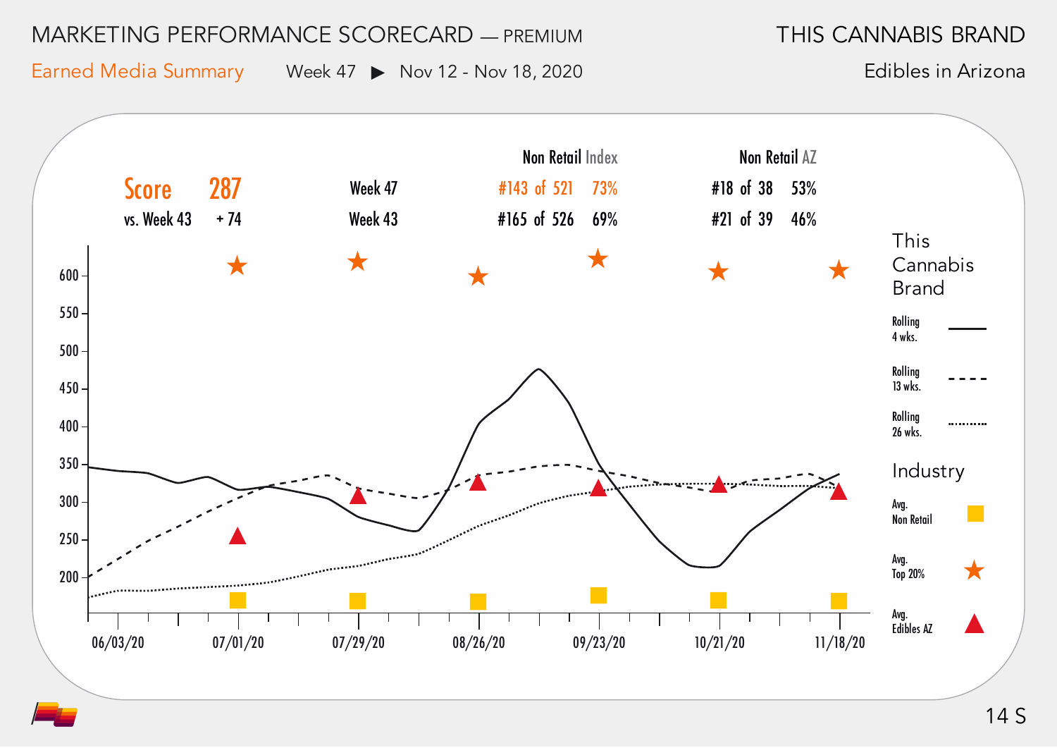# MARKETING PERFORMANCE SCORECARD — PREMIUM

**THIS CANNABIS BRAND**

Earned Media Summary — Week 47 ▶ Nov 12 - Nov 18, 2020

Edibles in Arizona

| Score | 287 | | Non Retail Index | | Non Retail AZ | |
|---|---|---|---|---|---|---|
| | | Week 47 | #143 of 521 | 73% | #18 of 38 | 53% |
| vs. Week 43 | + 74 | Week 43 | #165 of 526 | 69% | #21 of 39 | 46% |

**This Cannabis Brand**

- Rolling 4 wks.
- Rolling 13 wks.
- Rolling 26 wks.

**Industry**

- Avg. Non Retail
- Avg. Top 20%
- Avg. Edibles AZ

06/03/20 07/01/20 07/29/20 08/26/20 09/23/20 10/21/20 11/18/20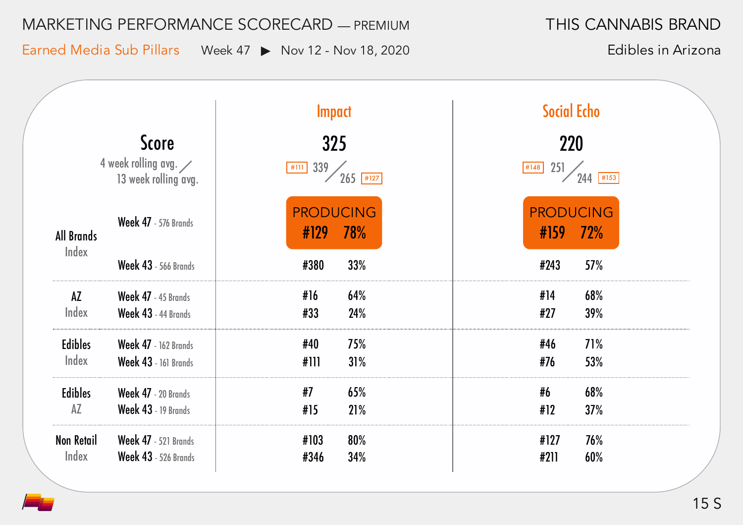# MARKETING PERFORMANCE SCORECARD — PREMIUM

THIS CANNABIS BRAND

Earned Media Sub Pillars   Week 47 ▶ Nov 12 - Nov 18, 2020

Edibles in Arizona

| | | Impact | | Social Echo | |
|---|---|---|---|---|---|
| **Score** | | 325 | | 220 | |
| 4 week rolling avg. / 13 week rolling avg. | | #111 339 / 265 #127 | | #148 251 / 244 #153 | |
| | | PRODUCING | | PRODUCING | |
| All Brands Index | Week 47 - 576 Brands | #129 | 78% | #159 | 72% |
| | Week 43 - 566 Brands | #380 | 33% | #243 | 57% |
| AZ Index | Week 47 - 45 Brands | #16 | 64% | #14 | 68% |
| | Week 43 - 44 Brands | #33 | 24% | #27 | 39% |
| Edibles Index | Week 47 - 162 Brands | #40 | 75% | #46 | 71% |
| | Week 43 - 161 Brands | #111 | 31% | #76 | 53% |
| Edibles AZ | Week 47 - 20 Brands | #7 | 65% | #6 | 68% |
| | Week 43 - 19 Brands | #15 | 21% | #12 | 37% |
| Non Retail Index | Week 47 - 521 Brands | #103 | 80% | #127 | 76% |
| | Week 43 - 526 Brands | #346 | 34% | #211 | 60% |

15 S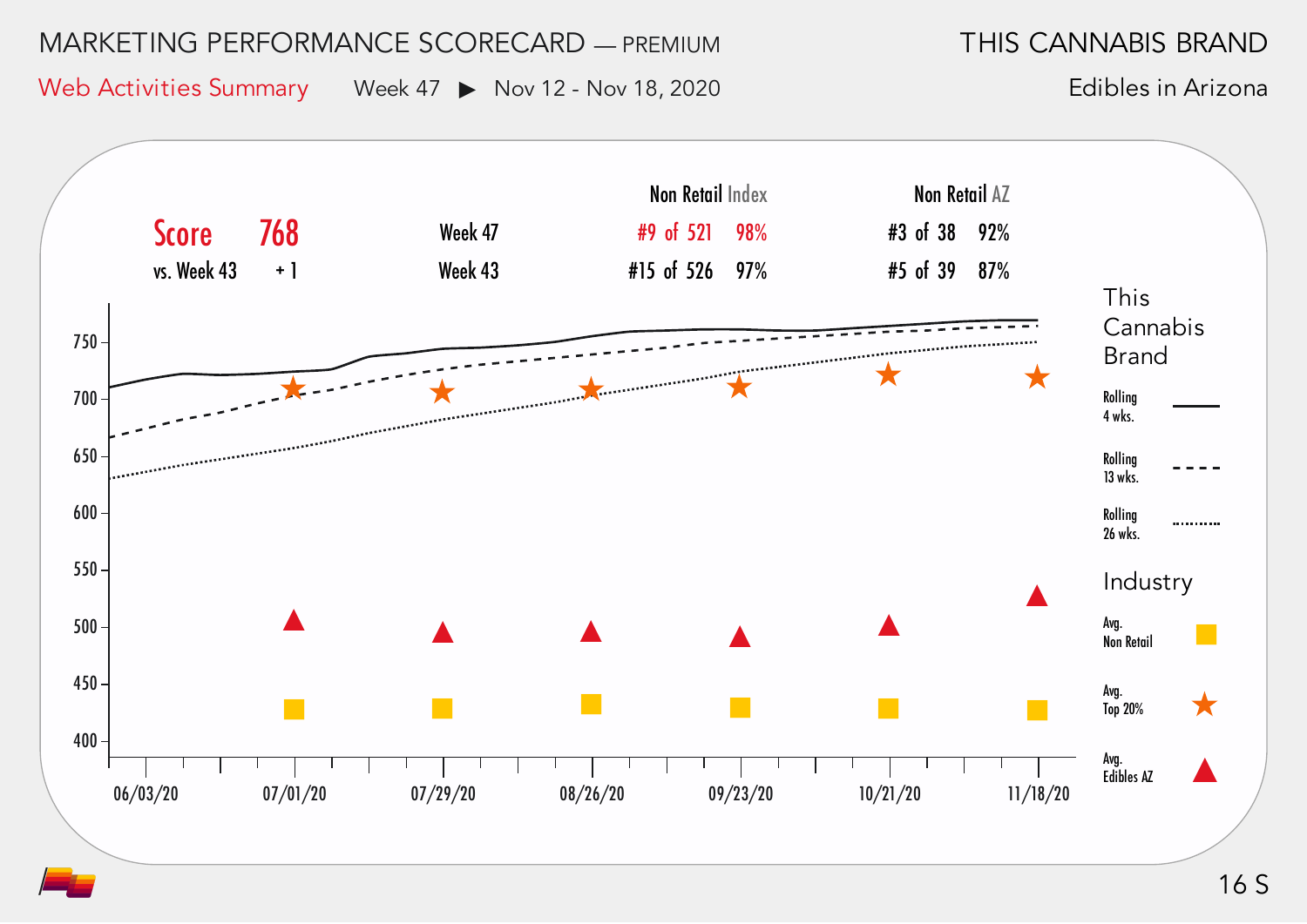# MARKETING PERFORMANCE SCORECARD — PREMIUM

**THIS CANNABIS BRAND**

Web Activities Summary   Week 47 ▶ Nov 12 - Nov 18, 2020

Edibles in Arizona

| Score | 768 | | Non Retail Index | | Non Retail AZ | |
|---|---|---|---|---|---|---|
| vs. Week 43 | + 1 | Week 47 | #9 of 521 | 98% | #3 of 38 | 92% |
| | | Week 43 | #15 of 526 | 97% | #5 of 39 | 87% |

**This Cannabis Brand**

- Rolling 4 wks.
- Rolling 13 wks.
- Rolling 26 wks.

**Industry**

- Avg. Non Retail
- Avg. Top 20%
- Avg. Edibles AZ

Y-axis: 400, 450, 500, 550, 600, 650, 700, 750

X-axis: 06/03/20, 07/01/20, 07/29/20, 08/26/20, 09/23/20, 10/21/20, 11/18/20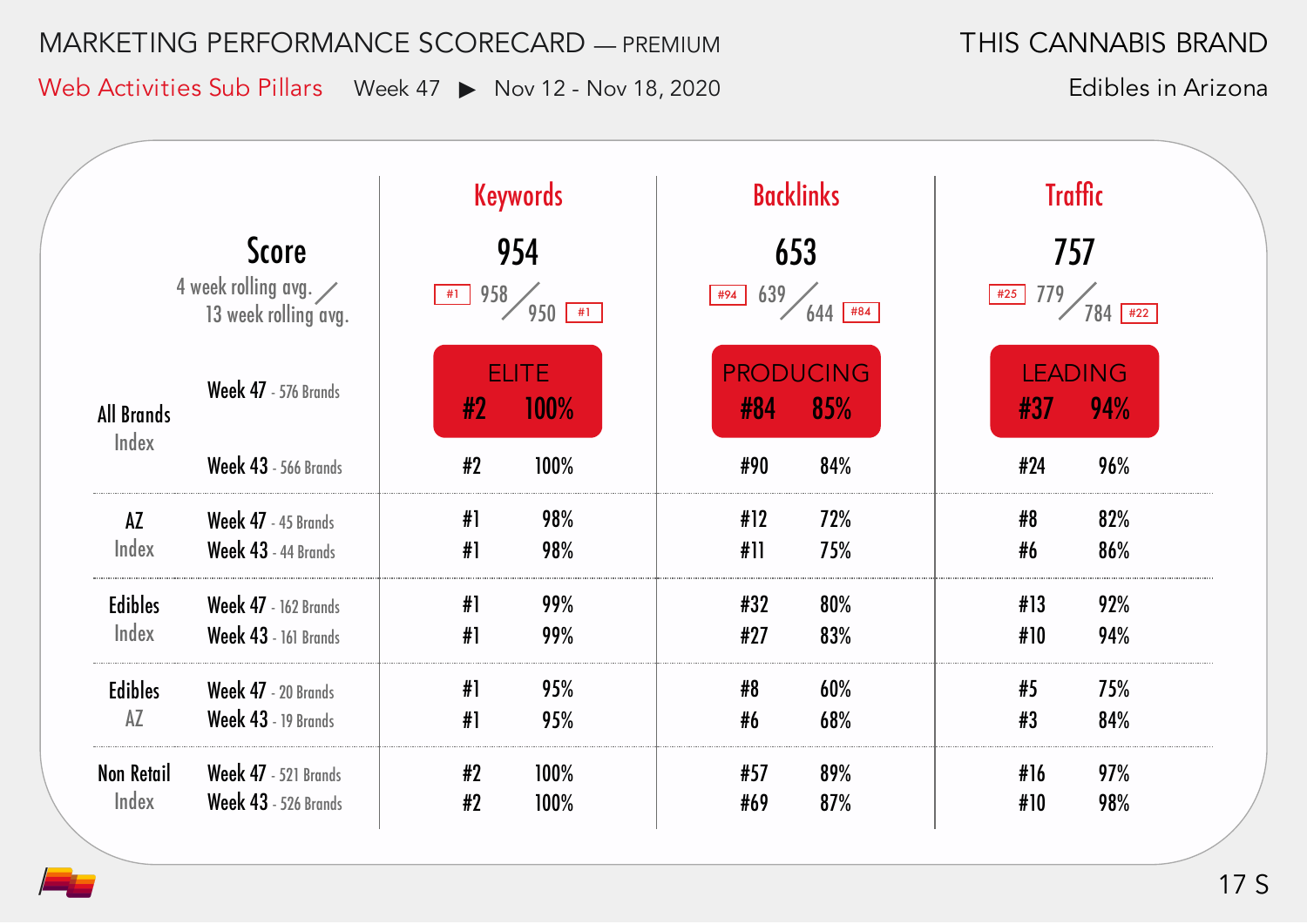# MARKETING PERFORMANCE SCORECARD — PREMIUM

## THIS CANNABIS BRAND

**Web Activities Sub Pillars** Week 47 ▶ Nov 12 - Nov 18, 2020

Edibles in Arizona

| | | Keywords | | Backlinks | | Traffic | |
|---|---|---|---|---|---|---|---|
| **Score** | | 954 | | 653 | | 757 | |
| 4 week rolling avg. / 13 week rolling avg. | | #1 958 / 950 #1 | | #94 639 / 644 #84 | | #25 779 / 784 #22 | |
| | | ELITE | | PRODUCING | | LEADING | |
| All Brands Index | Week 47 - 576 Brands | #2 | 100% | #84 | 85% | #37 | 94% |
| | Week 43 - 566 Brands | #2 | 100% | #90 | 84% | #24 | 96% |
| AZ Index | Week 47 - 45 Brands | #1 | 98% | #12 | 72% | #8 | 82% |
| | Week 43 - 44 Brands | #1 | 98% | #11 | 75% | #6 | 86% |
| Edibles Index | Week 47 - 162 Brands | #1 | 99% | #32 | 80% | #13 | 92% |
| | Week 43 - 161 Brands | #1 | 99% | #27 | 83% | #10 | 94% |
| Edibles AZ | Week 47 - 20 Brands | #1 | 95% | #8 | 60% | #5 | 75% |
| | Week 43 - 19 Brands | #1 | 95% | #6 | 68% | #3 | 84% |
| Non Retail Index | Week 47 - 521 Brands | #2 | 100% | #57 | 89% | #16 | 97% |
| | Week 43 - 526 Brands | #2 | 100% | #69 | 87% | #10 | 98% |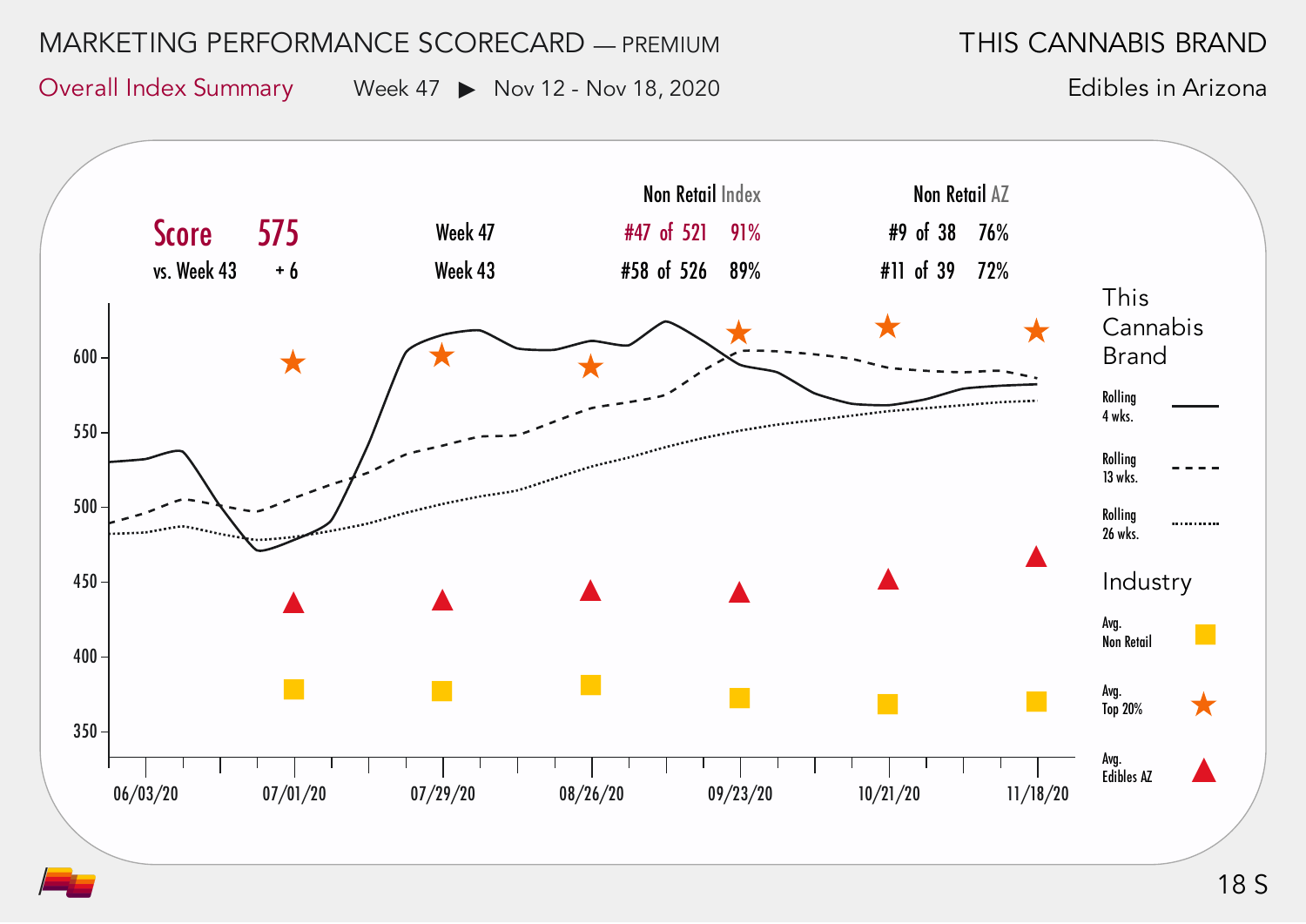# MARKETING PERFORMANCE SCORECARD — PREMIUM

**THIS CANNABIS BRAND**

Overall Index Summary — Week 47 ▶ Nov 12 - Nov 18, 2020

Edibles in Arizona

| Score | 575 | | Non Retail Index | | Non Retail AZ | |
|---|---|---|---|---|---|---|
| vs. Week 43 | + 6 | Week 47 | #47 of 521 | 91% | #9 of 38 | 76% |
| | | Week 43 | #58 of 526 | 89% | #11 of 39 | 72% |

This Cannabis Brand
- Rolling 4 wks.
- Rolling 13 wks.
- Rolling 26 wks.

Industry
- Avg. Non Retail
- Avg. Top 20%
- Avg. Edibles AZ

Y-axis: 350, 400, 450, 500, 550, 600

X-axis: 06/03/20, 07/01/20, 07/29/20, 08/26/20, 09/23/20, 10/21/20, 11/18/20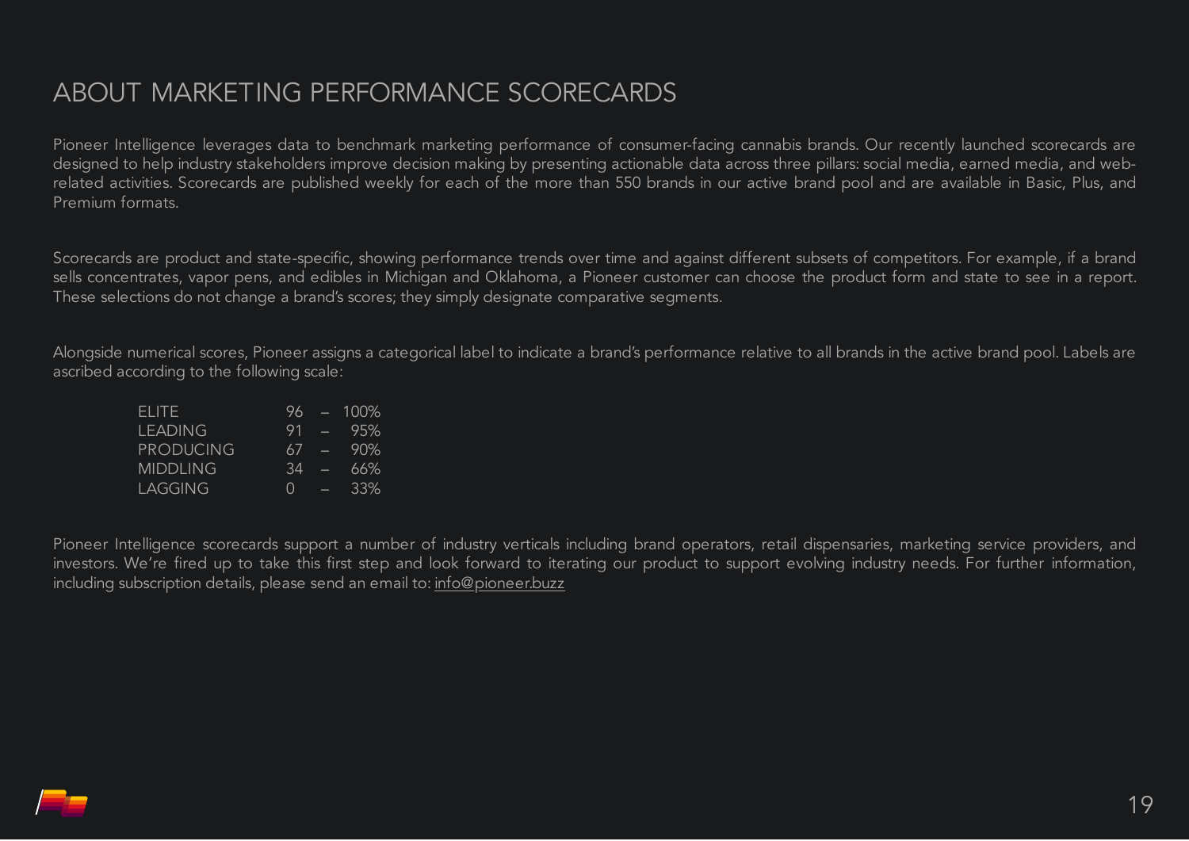# ABOUT MARKETING PERFORMANCE SCORECARDS

Pioneer Intelligence leverages data to benchmark marketing performance of consumer-facing cannabis brands. Our recently launched scorecards are designed to help industry stakeholders improve decision making by presenting actionable data across three pillars: social media, earned media, and web-related activities. Scorecards are published weekly for each of the more than 550 brands in our active brand pool and are available in Basic, Plus, and Premium formats.

Scorecards are product and state-specific, showing performance trends over time and against different subsets of competitors. For example, if a brand sells concentrates, vapor pens, and edibles in Michigan and Oklahoma, a Pioneer customer can choose the product form and state to see in a report. These selections do not change a brand's scores; they simply designate comparative segments.

Alongside numerical scores, Pioneer assigns a categorical label to indicate a brand's performance relative to all brands in the active brand pool. Labels are ascribed according to the following scale:

| Label | Range |
|---|---|
| ELITE | 96 – 100% |
| LEADING | 91 – 95% |
| PRODUCING | 67 – 90% |
| MIDDLING | 34 – 66% |
| LAGGING | 0 – 33% |

Pioneer Intelligence scorecards support a number of industry verticals including brand operators, retail dispensaries, marketing service providers, and investors. We're fired up to take this first step and look forward to iterating our product to support evolving industry needs. For further information, including subscription details, please send an email to: info@pioneer.buzz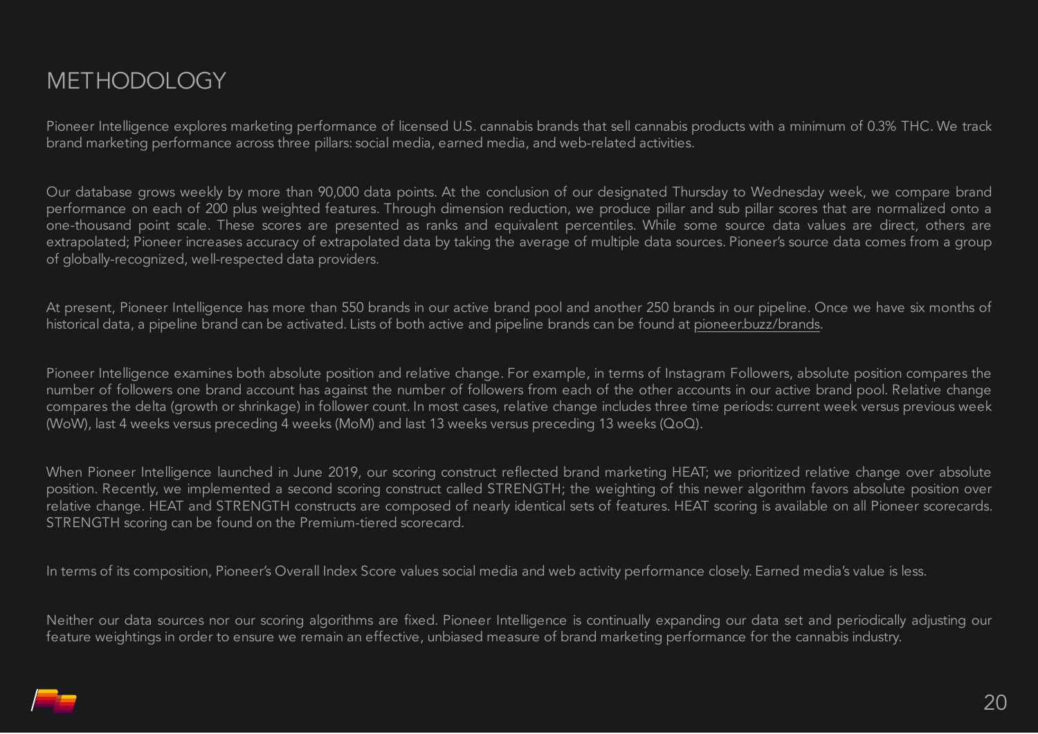# METHODOLOGY

Pioneer Intelligence explores marketing performance of licensed U.S. cannabis brands that sell cannabis products with a minimum of 0.3% THC. We track brand marketing performance across three pillars: social media, earned media, and web-related activities.

Our database grows weekly by more than 90,000 data points. At the conclusion of our designated Thursday to Wednesday week, we compare brand performance on each of 200 plus weighted features. Through dimension reduction, we produce pillar and sub pillar scores that are normalized onto a one-thousand point scale. These scores are presented as ranks and equivalent percentiles. While some source data values are direct, others are extrapolated; Pioneer increases accuracy of extrapolated data by taking the average of multiple data sources. Pioneer's source data comes from a group of globally-recognized, well-respected data providers.

At present, Pioneer Intelligence has more than 550 brands in our active brand pool and another 250 brands in our pipeline. Once we have six months of historical data, a pipeline brand can be activated. Lists of both active and pipeline brands can be found at pioneer.buzz/brands.

Pioneer Intelligence examines both absolute position and relative change. For example, in terms of Instagram Followers, absolute position compares the number of followers one brand account has against the number of followers from each of the other accounts in our active brand pool. Relative change compares the delta (growth or shrinkage) in follower count. In most cases, relative change includes three time periods: current week versus previous week (WoW), last 4 weeks versus preceding 4 weeks (MoM) and last 13 weeks versus preceding 13 weeks (QoQ).

When Pioneer Intelligence launched in June 2019, our scoring construct reflected brand marketing HEAT; we prioritized relative change over absolute position. Recently, we implemented a second scoring construct called STRENGTH; the weighting of this newer algorithm favors absolute position over relative change. HEAT and STRENGTH constructs are composed of nearly identical sets of features. HEAT scoring is available on all Pioneer scorecards. STRENGTH scoring can be found on the Premium-tiered scorecard.

In terms of its composition, Pioneer's Overall Index Score values social media and web activity performance closely. Earned media's value is less.

Neither our data sources nor our scoring algorithms are fixed. Pioneer Intelligence is continually expanding our data set and periodically adjusting our feature weightings in order to ensure we remain an effective, unbiased measure of brand marketing performance for the cannabis industry.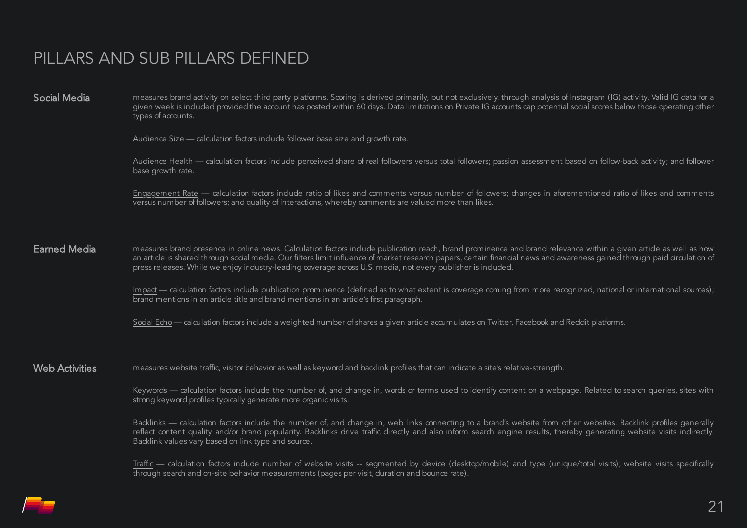# PILLARS AND SUB PILLARS DEFINED

## Social Media

measures brand activity on select third party platforms. Scoring is derived primarily, but not exclusively, through analysis of Instagram (IG) activity. Valid IG data for a given week is included provided the account has posted within 60 days. Data limitations on Private IG accounts cap potential social scores below those operating other types of accounts.

Audience Size — calculation factors include follower base size and growth rate.

Audience Health — calculation factors include perceived share of real followers versus total followers; passion assessment based on follow-back activity; and follower base growth rate.

Engagement Rate — calculation factors include ratio of likes and comments versus number of followers; changes in aforementioned ratio of likes and comments versus number of followers; and quality of interactions, whereby comments are valued more than likes.

## Earned Media

measures brand presence in online news. Calculation factors include publication reach, brand prominence and brand relevance within a given article as well as how an article is shared through social media. Our filters limit influence of market research papers, certain financial news and awareness gained through paid circulation of press releases. While we enjoy industry-leading coverage across U.S. media, not every publisher is included.

Impact — calculation factors include publication prominence (defined as to what extent is coverage coming from more recognized, national or international sources); brand mentions in an article title and brand mentions in an article's first paragraph.

Social Echo — calculation factors include a weighted number of shares a given article accumulates on Twitter, Facebook and Reddit platforms.

## Web Activities

measures website traffic, visitor behavior as well as keyword and backlink profiles that can indicate a site's relative-strength.

Keywords — calculation factors include the number of, and change in, words or terms used to identify content on a webpage. Related to search queries, sites with strong keyword profiles typically generate more organic visits.

Backlinks — calculation factors include the number of, and change in, web links connecting to a brand's website from other websites. Backlink profiles generally reflect content quality and/or brand popularity. Backlinks drive traffic directly and also inform search engine results, thereby generating website visits indirectly. Backlink values vary based on link type and source.

Traffic — calculation factors include number of website visits -- segmented by device (desktop/mobile) and type (unique/total visits); website visits specifically through search and on-site behavior measurements (pages per visit, duration and bounce rate).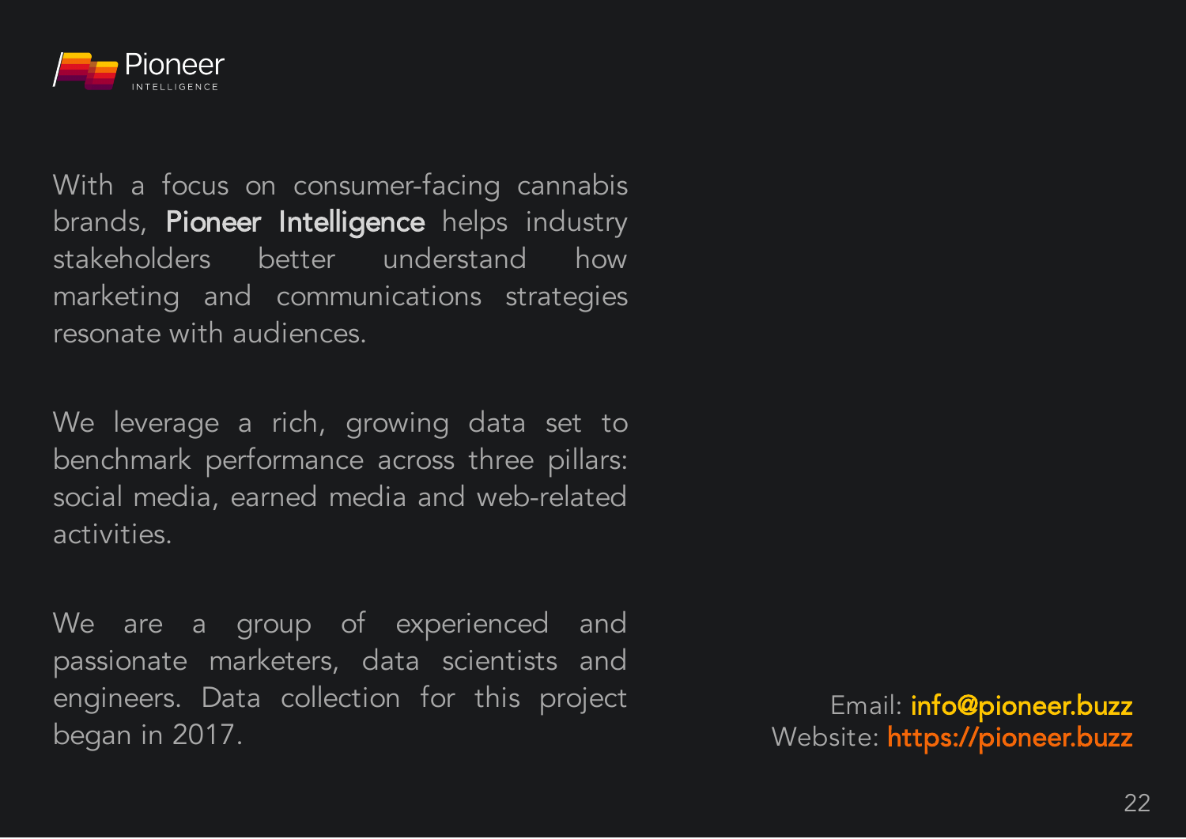Pioneer INTELLIGENCE

With a focus on consumer-facing cannabis brands, **Pioneer Intelligence** helps industry stakeholders better understand how marketing and communications strategies resonate with audiences.

We leverage a rich, growing data set to benchmark performance across three pillars: social media, earned media and web-related activities.

We are a group of experienced and passionate marketers, data scientists and engineers. Data collection for this project began in 2017.

Email: info@pioneer.buzz
Website: https://pioneer.buzz